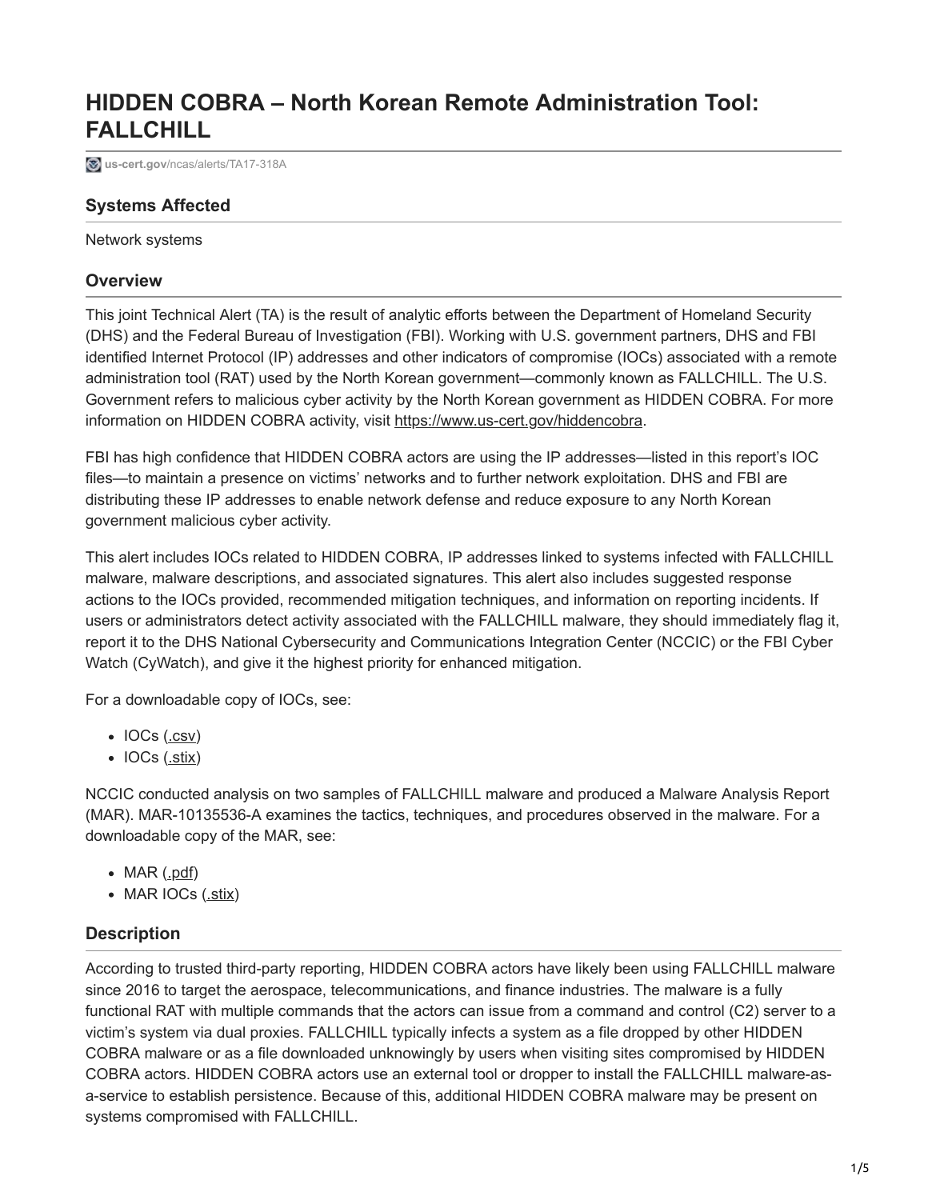# HIDDEN COBRA – North Korean Remote Administration Tool: FALLCHILL

us-cert.gov/ncas/alerts/TA17-318A

## Systems Affected

Network systems

## Overview

This joint Technical Alert (TA) is the result of analytic efforts between the Department of Homeland Security (DHS) and the Federal Bureau of Investigation (FBI). Working with U.S. government partners, DHS and FBI identified Internet Protocol (IP) addresses and other indicators of compromise (IOCs) associated with a remote administration tool (RAT) used by the North Korean government—commonly known as FALLCHILL. The U.S. Government refers to malicious cyber activity by the North Korean government as HIDDEN COBRA. For more information on HIDDEN COBRA activity, visit https://www.us-cert.gov/hiddencobra.

FBI has high confidence that HIDDEN COBRA actors are using the IP addresses—listed in this report's IOC files—to maintain a presence on victims' networks and to further network exploitation. DHS and FBI are distributing these IP addresses to enable network defense and reduce exposure to any North Korean government malicious cyber activity.

This alert includes IOCs related to HIDDEN COBRA, IP addresses linked to systems infected with FALLCHILL malware, malware descriptions, and associated signatures. This alert also includes suggested response actions to the IOCs provided, recommended mitigation techniques, and information on reporting incidents. If users or administrators detect activity associated with the FALLCHILL malware, they should immediately flag it, report it to the DHS National Cybersecurity and Communications Integration Center (NCCIC) or the FBI Cyber Watch (CyWatch), and give it the highest priority for enhanced mitigation.

For a downloadable copy of IOCs, see:

- IOCs (.csv)
- IOCs (.stix)

NCCIC conducted analysis on two samples of FALLCHILL malware and produced a Malware Analysis Report (MAR). MAR-10135536-A examines the tactics, techniques, and procedures observed in the malware. For a downloadable copy of the MAR, see:

- MAR (.pdf)
- MAR IOCs (.stix)

## Description

According to trusted third-party reporting, HIDDEN COBRA actors have likely been using FALLCHILL malware since 2016 to target the aerospace, telecommunications, and finance industries. The malware is a fully functional RAT with multiple commands that the actors can issue from a command and control (C2) server to a victim's system via dual proxies. FALLCHILL typically infects a system as a file dropped by other HIDDEN COBRA malware or as a file downloaded unknowingly by users when visiting sites compromised by HIDDEN COBRA actors. HIDDEN COBRA actors use an external tool or dropper to install the FALLCHILL malware-as-a-service to establish persistence. Because of this, additional HIDDEN COBRA malware may be present on systems compromised with FALLCHILL.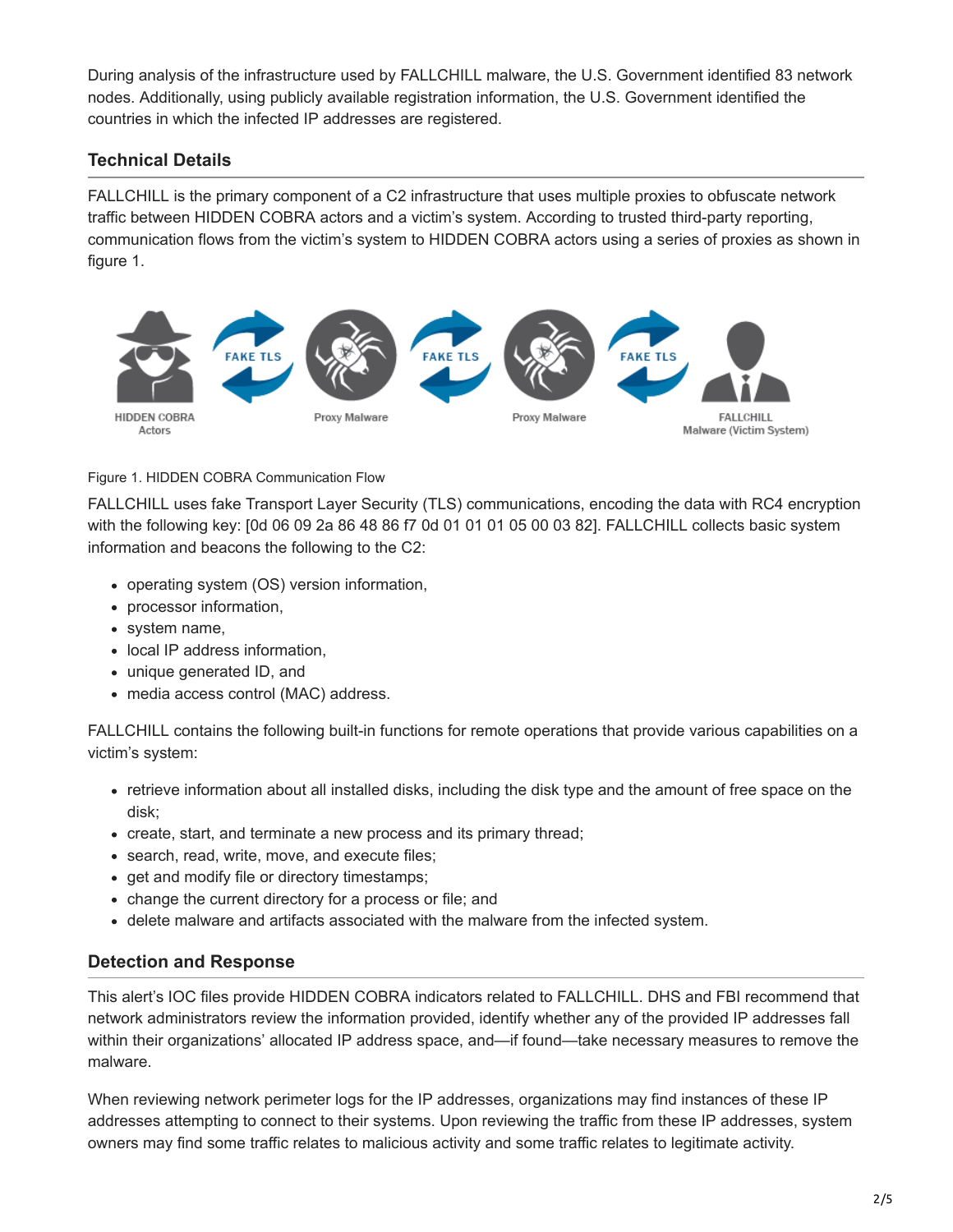During analysis of the infrastructure used by FALLCHILL malware, the U.S. Government identified 83 network nodes. Additionally, using publicly available registration information, the U.S. Government identified the countries in which the infected IP addresses are registered.

## Technical Details

FALLCHILL is the primary component of a C2 infrastructure that uses multiple proxies to obfuscate network traffic between HIDDEN COBRA actors and a victim's system. According to trusted third-party reporting, communication flows from the victim's system to HIDDEN COBRA actors using a series of proxies as shown in figure 1.

Figure 1. HIDDEN COBRA Communication Flow

FALLCHILL uses fake Transport Layer Security (TLS) communications, encoding the data with RC4 encryption with the following key: [0d 06 09 2a 86 48 86 f7 0d 01 01 01 05 00 03 82]. FALLCHILL collects basic system information and beacons the following to the C2:

- operating system (OS) version information,
- processor information,
- system name,
- local IP address information,
- unique generated ID, and
- media access control (MAC) address.

FALLCHILL contains the following built-in functions for remote operations that provide various capabilities on a victim's system:

- retrieve information about all installed disks, including the disk type and the amount of free space on the disk;
- create, start, and terminate a new process and its primary thread;
- search, read, write, move, and execute files;
- get and modify file or directory timestamps;
- change the current directory for a process or file; and
- delete malware and artifacts associated with the malware from the infected system.

## Detection and Response

This alert's IOC files provide HIDDEN COBRA indicators related to FALLCHILL. DHS and FBI recommend that network administrators review the information provided, identify whether any of the provided IP addresses fall within their organizations' allocated IP address space, and—if found—take necessary measures to remove the malware.

When reviewing network perimeter logs for the IP addresses, organizations may find instances of these IP addresses attempting to connect to their systems. Upon reviewing the traffic from these IP addresses, system owners may find some traffic relates to malicious activity and some traffic relates to legitimate activity.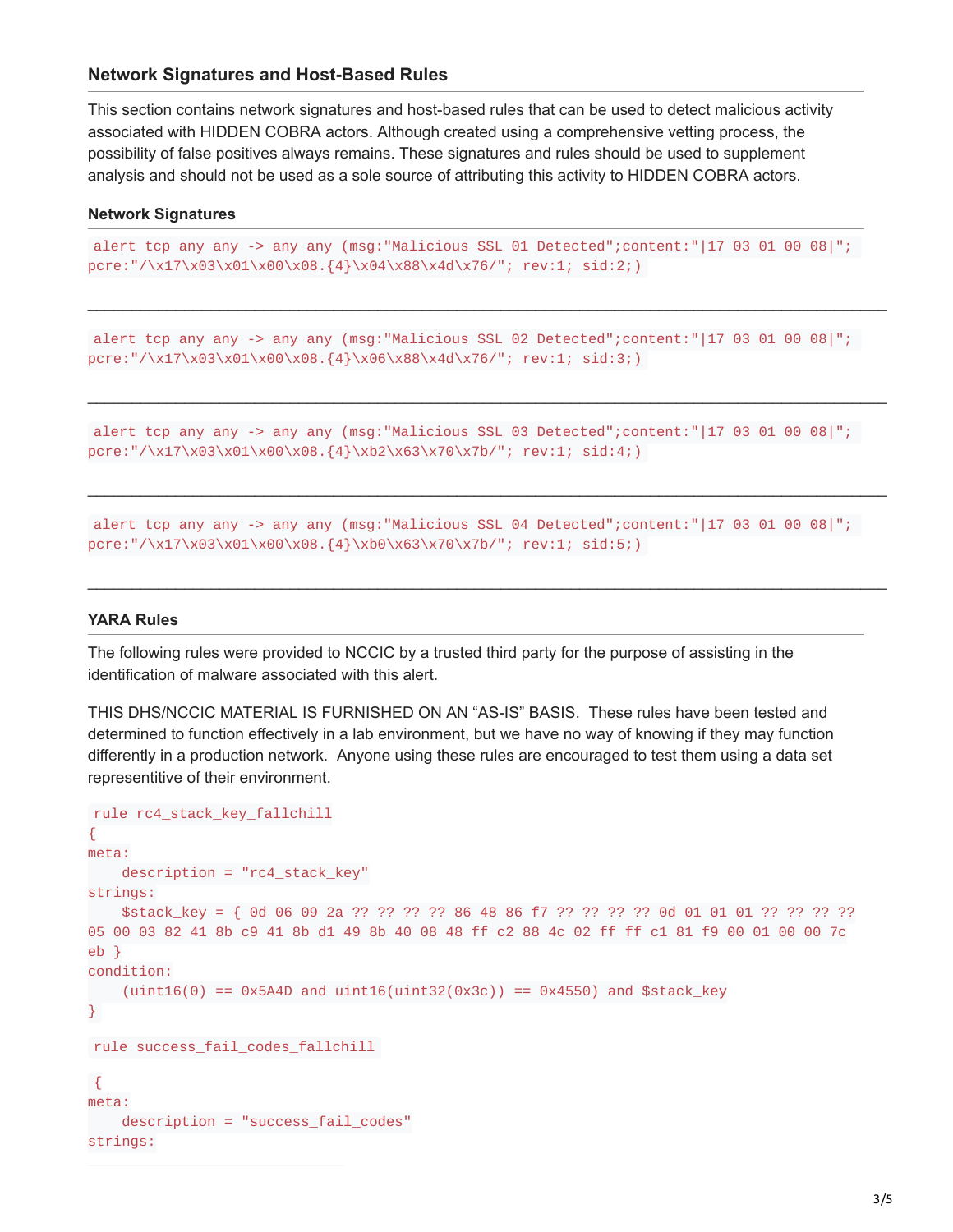## Network Signatures and Host-Based Rules

This section contains network signatures and host-based rules that can be used to detect malicious activity associated with HIDDEN COBRA actors. Although created using a comprehensive vetting process, the possibility of false positives always remains. These signatures and rules should be used to supplement analysis and should not be used as a sole source of attributing this activity to HIDDEN COBRA actors.

### Network Signatures

```
alert tcp any any -> any any (msg:"Malicious SSL 01 Detected";content:"|17 03 01 00 08|";
pcre:"/\x17\x03\x01\x00\x08.{4}\x04\x88\x4d\x76/"; rev:1; sid:2;)
```

---

```
alert tcp any any -> any any (msg:"Malicious SSL 02 Detected";content:"|17 03 01 00 08|";
pcre:"/\x17\x03\x01\x00\x08.{4}\x06\x88\x4d\x76/"; rev:1; sid:3;)
```

---

```
alert tcp any any -> any any (msg:"Malicious SSL 03 Detected";content:"|17 03 01 00 08|";
pcre:"/\x17\x03\x01\x00\x08.{4}\xb2\x63\x70\x7b/"; rev:1; sid:4;)
```

---

```
alert tcp any any -> any any (msg:"Malicious SSL 04 Detected";content:"|17 03 01 00 08|";
pcre:"/\x17\x03\x01\x00\x08.{4}\xb0\x63\x70\x7b/"; rev:1; sid:5;)
```

---

### YARA Rules

The following rules were provided to NCCIC by a trusted third party for the purpose of assisting in the identification of malware associated with this alert.

THIS DHS/NCCIC MATERIAL IS FURNISHED ON AN "AS-IS" BASIS. These rules have been tested and determined to function effectively in a lab environment, but we have no way of knowing if they may function differently in a production network. Anyone using these rules are encouraged to test them using a data set representitive of their environment.

```
rule rc4_stack_key_fallchill
{
meta:
    description = "rc4_stack_key"
strings:
    $stack_key = { 0d 06 09 2a ?? ?? ?? ?? 86 48 86 f7 ?? ?? ?? ?? 0d 01 01 01 ?? ?? ?? ??
05 00 03 82 41 8b c9 41 8b d1 49 8b 40 08 48 ff c2 88 4c 02 ff ff c1 81 f9 00 01 00 00 7c
eb }
condition:
    (uint16(0) == 0x5A4D and uint16(uint32(0x3c)) == 0x4550) and $stack_key
}
```

```
rule success_fail_codes_fallchill

{
meta:
    description = "success_fail_codes"
strings:
```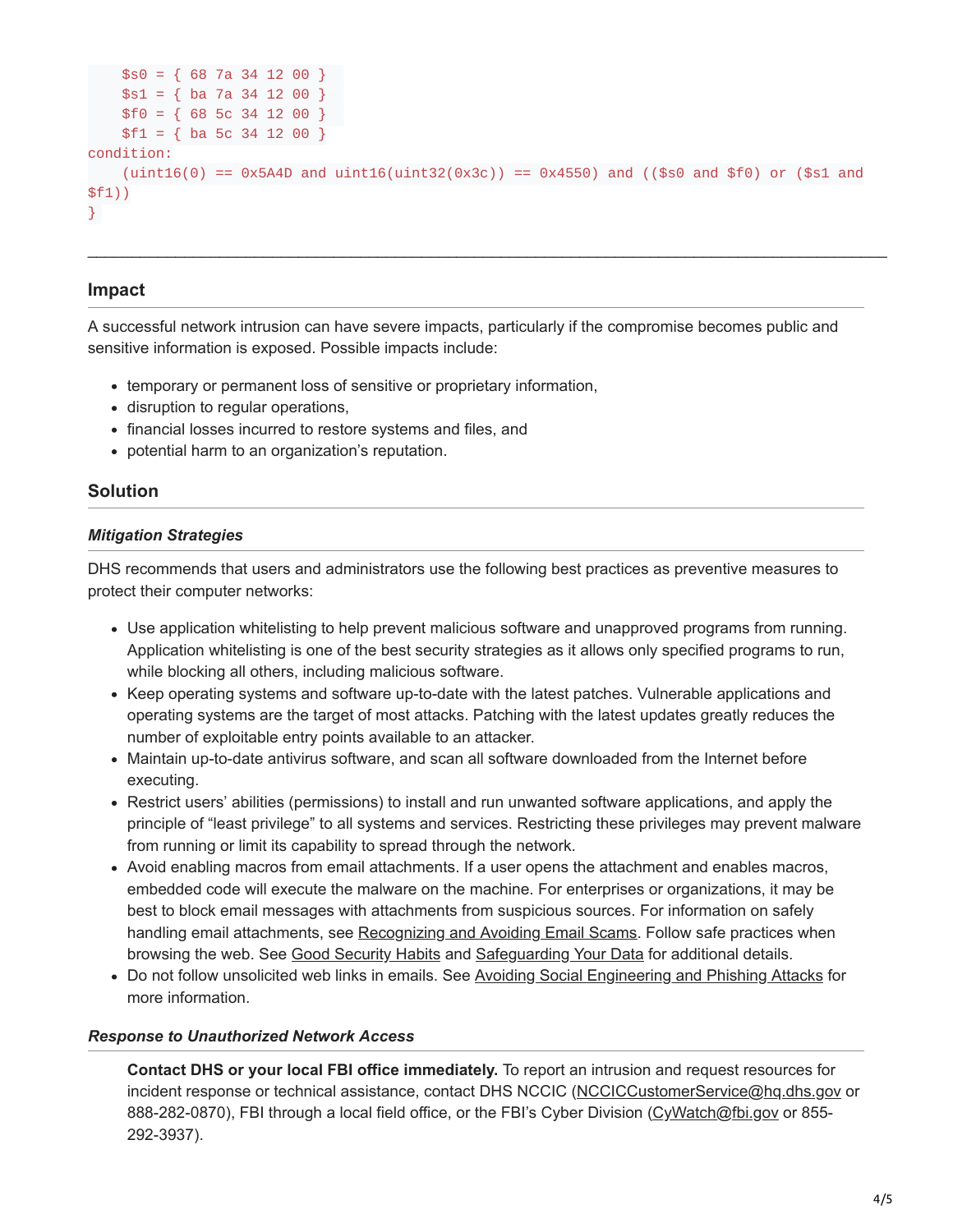```
    $s0 = { 68 7a 34 12 00 }
    $s1 = { ba 7a 34 12 00 }
    $f0 = { 68 5c 34 12 00 }
    $f1 = { ba 5c 34 12 00 }
condition:
    (uint16(0) == 0x5A4D and uint16(uint32(0x3c)) == 0x4550) and (($s0 and $f0) or ($s1 and $f1))
}
```

---

### Impact

A successful network intrusion can have severe impacts, particularly if the compromise becomes public and sensitive information is exposed. Possible impacts include:

- temporary or permanent loss of sensitive or proprietary information,
- disruption to regular operations,
- financial losses incurred to restore systems and files, and
- potential harm to an organization's reputation.

### Solution

#### *Mitigation Strategies*

DHS recommends that users and administrators use the following best practices as preventive measures to protect their computer networks:

- Use application whitelisting to help prevent malicious software and unapproved programs from running. Application whitelisting is one of the best security strategies as it allows only specified programs to run, while blocking all others, including malicious software.
- Keep operating systems and software up-to-date with the latest patches. Vulnerable applications and operating systems are the target of most attacks. Patching with the latest updates greatly reduces the number of exploitable entry points available to an attacker.
- Maintain up-to-date antivirus software, and scan all software downloaded from the Internet before executing.
- Restrict users' abilities (permissions) to install and run unwanted software applications, and apply the principle of "least privilege" to all systems and services. Restricting these privileges may prevent malware from running or limit its capability to spread through the network.
- Avoid enabling macros from email attachments. If a user opens the attachment and enables macros, embedded code will execute the malware on the machine. For enterprises or organizations, it may be best to block email messages with attachments from suspicious sources. For information on safely handling email attachments, see Recognizing and Avoiding Email Scams. Follow safe practices when browsing the web. See Good Security Habits and Safeguarding Your Data for additional details.
- Do not follow unsolicited web links in emails. See Avoiding Social Engineering and Phishing Attacks for more information.

#### *Response to Unauthorized Network Access*

**Contact DHS or your local FBI office immediately.** To report an intrusion and request resources for incident response or technical assistance, contact DHS NCCIC (NCCICCustomerService@hq.dhs.gov or 888-282-0870), FBI through a local field office, or the FBI's Cyber Division (CyWatch@fbi.gov or 855-292-3937).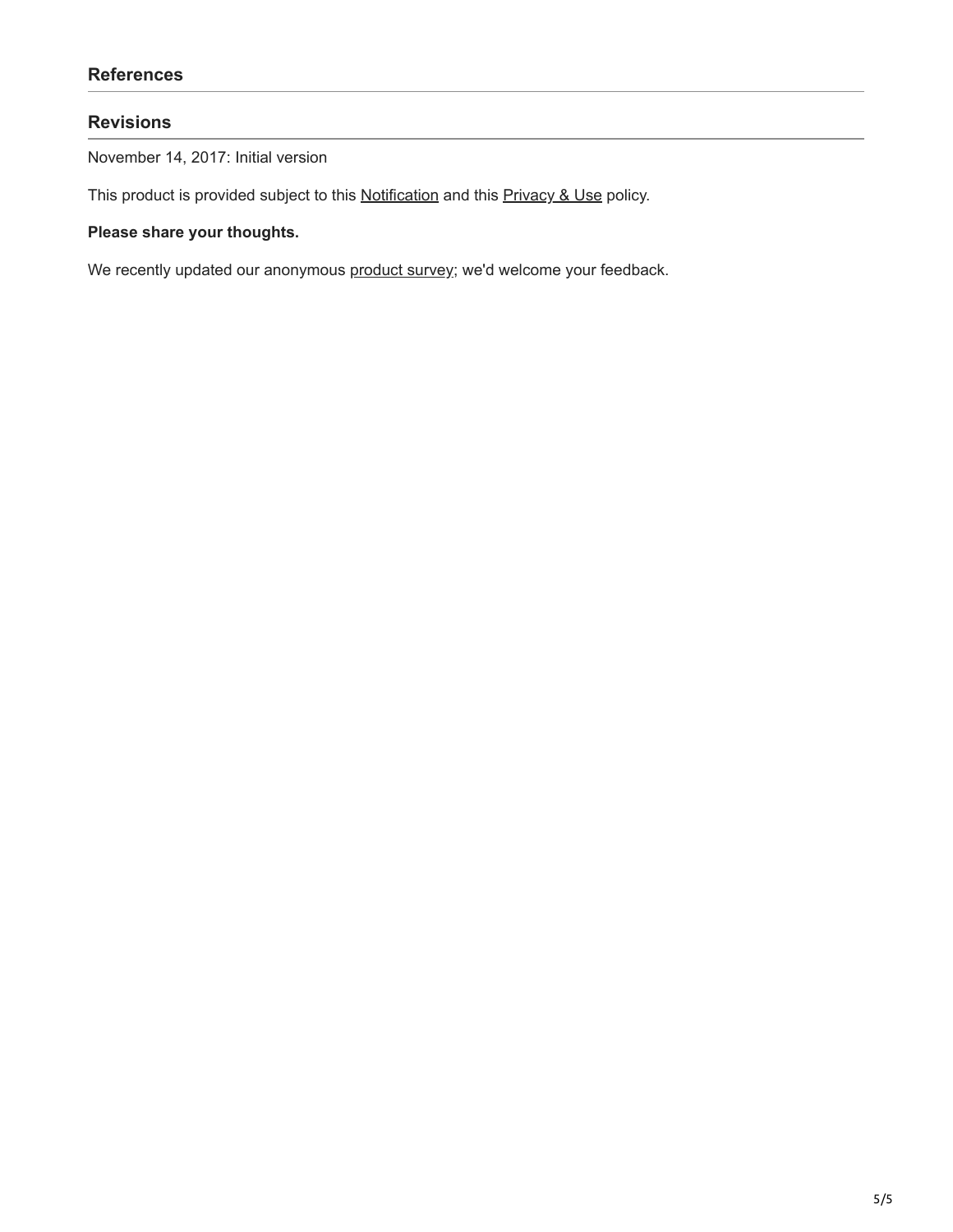## References

## Revisions

November 14, 2017: Initial version

This product is provided subject to this Notification and this Privacy & Use policy.

**Please share your thoughts.**

We recently updated our anonymous product survey; we'd welcome your feedback.